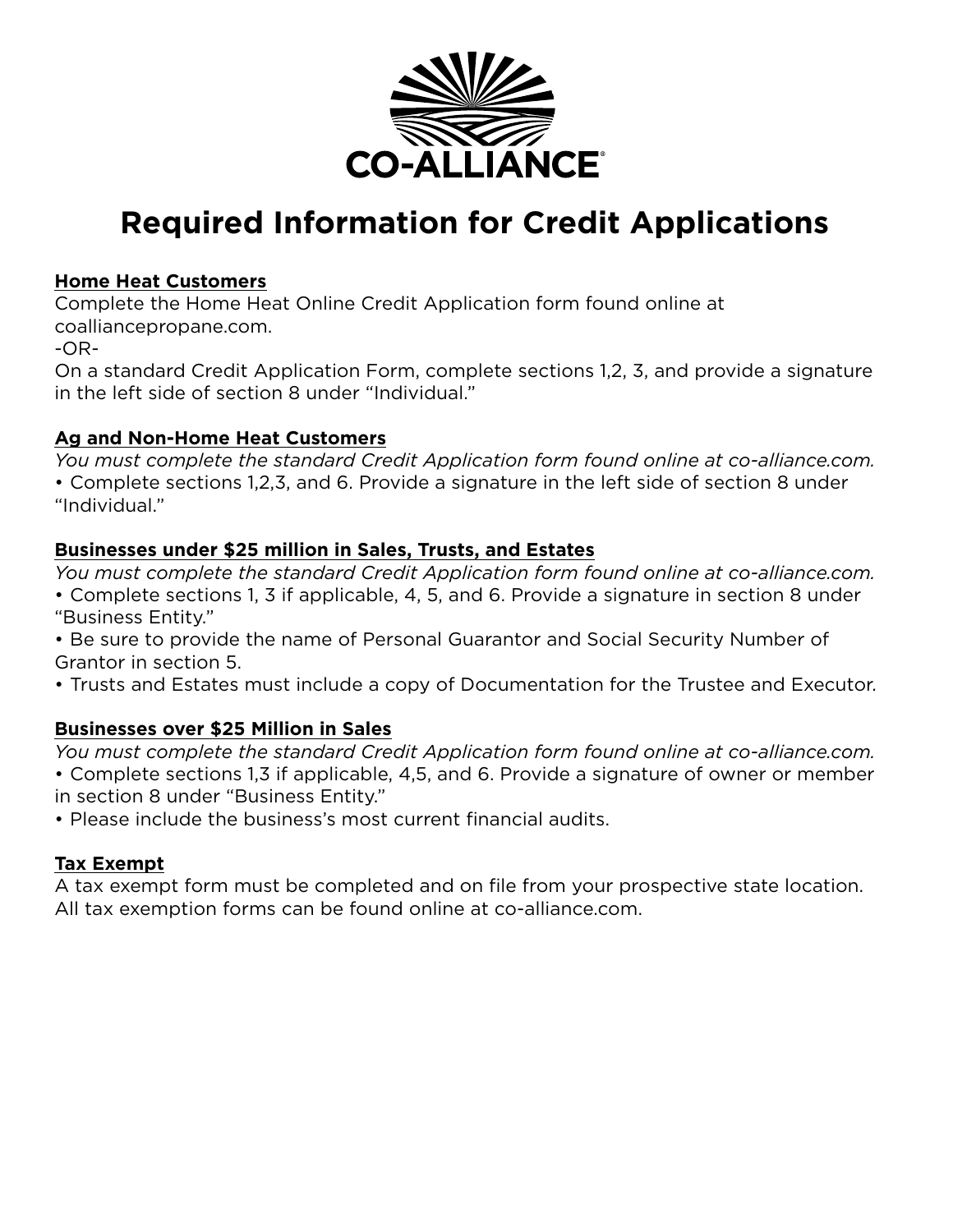CO-ALLIANCE®

# Required Information for Credit Applications

**Home Heat Customers**

Complete the Home Heat Online Credit Application form found online at coalliancepropane.com.

-OR-

On a standard Credit Application Form, complete sections 1,2, 3, and provide a signature in the left side of section 8 under "Individual."

**Ag and Non-Home Heat Customers**

*You must complete the standard Credit Application form found online at co-alliance.com.*

- Complete sections 1,2,3, and 6. Provide a signature in the left side of section 8 under "Individual."

**Businesses under $25 million in Sales, Trusts, and Estates**

*You must complete the standard Credit Application form found online at co-alliance.com.*

- Complete sections 1, 3 if applicable, 4, 5, and 6. Provide a signature in section 8 under "Business Entity."
- Be sure to provide the name of Personal Guarantor and Social Security Number of Grantor in section 5.
- Trusts and Estates must include a copy of Documentation for the Trustee and Executor.

**Businesses over $25 Million in Sales**

*You must complete the standard Credit Application form found online at co-alliance.com.*

- Complete sections 1,3 if applicable, 4,5, and 6. Provide a signature of owner or member in section 8 under "Business Entity."
- Please include the business's most current financial audits.

**Tax Exempt**

A tax exempt form must be completed and on file from your prospective state location. All tax exemption forms can be found online at co-alliance.com.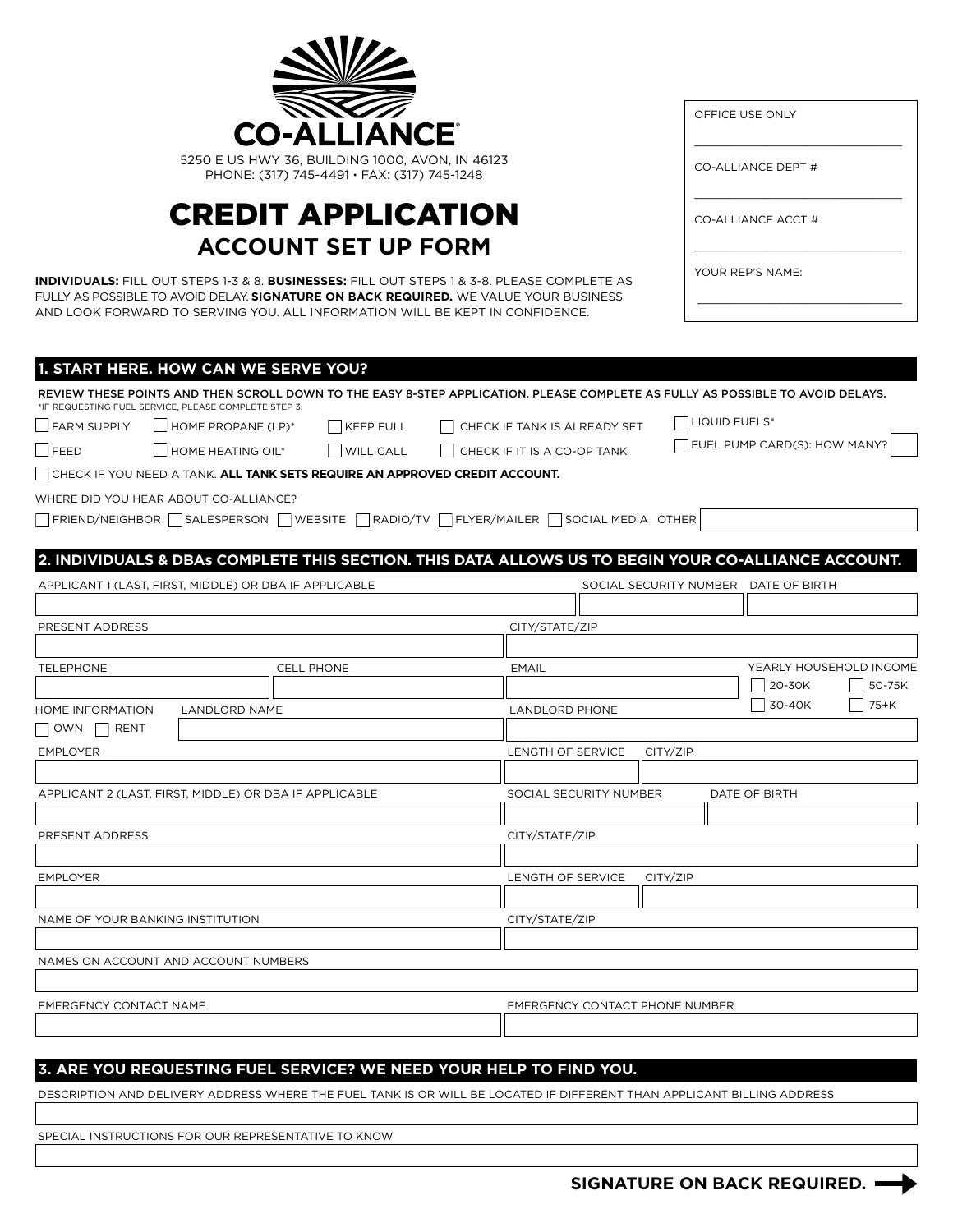CO-ALLIANCE

5250 E US HWY 36, BUILDING 1000, AVON, IN 46123
PHONE: (317) 745-4491 • FAX: (317) 745-1248

| OFFICE USE ONLY |
| --- |
| CO-ALLIANCE DEPT # |
| CO-ALLIANCE ACCT # |
| YOUR REP'S NAME: |

# CREDIT APPLICATION

## ACCOUNT SET UP FORM

**INDIVIDUALS:** FILL OUT STEPS 1-3 & 8. **BUSINESSES:** FILL OUT STEPS 1 & 3-8. PLEASE COMPLETE AS FULLY AS POSSIBLE TO AVOID DELAY. **SIGNATURE ON BACK REQUIRED.** WE VALUE YOUR BUSINESS AND LOOK FORWARD TO SERVING YOU. ALL INFORMATION WILL BE KEPT IN CONFIDENCE.

## 1. START HERE. HOW CAN WE SERVE YOU?

**REVIEW THESE POINTS AND THEN SCROLL DOWN TO THE EASY 8-STEP APPLICATION. PLEASE COMPLETE AS FULLY AS POSSIBLE TO AVOID DELAYS.**
*IF REQUESTING FUEL SERVICE, PLEASE COMPLETE STEP 3.

- ☐ FARM SUPPLY
- ☐ HOME PROPANE (LP)*
- ☐ KEEP FULL
- ☐ CHECK IF TANK IS ALREADY SET
- ☐ LIQUID FUELS*
- ☐ FEED
- ☐ HOME HEATING OIL*
- ☐ WILL CALL
- ☐ CHECK IF IT IS A CO-OP TANK
- ☐ FUEL PUMP CARD(S): HOW MANY? ____
- ☐ CHECK IF YOU NEED A TANK. **ALL TANK SETS REQUIRE AN APPROVED CREDIT ACCOUNT.**

WHERE DID YOU HEAR ABOUT CO-ALLIANCE?

☐ FRIEND/NEIGHBOR ☐ SALESPERSON ☐ WEBSITE ☐ RADIO/TV ☐ FLYER/MAILER ☐ SOCIAL MEDIA OTHER ____

## 2. INDIVIDUALS & DBAs COMPLETE THIS SECTION. THIS DATA ALLOWS US TO BEGIN YOUR CO-ALLIANCE ACCOUNT.

| APPLICANT 1 (LAST, FIRST, MIDDLE) OR DBA IF APPLICABLE | SOCIAL SECURITY NUMBER | DATE OF BIRTH |
| --- | --- | --- |
| | | |

| PRESENT ADDRESS | CITY/STATE/ZIP |
| --- | --- |
| | |

| TELEPHONE | CELL PHONE | EMAIL | YEARLY HOUSEHOLD INCOME |
| --- | --- | --- | --- |
| | | | ☐ 20-30K ☐ 50-75K ☐ 30-40K ☐ 75+K |

| HOME INFORMATION | LANDLORD NAME | LANDLORD PHONE |
| --- | --- | --- |
| ☐ OWN ☐ RENT | | |

| EMPLOYER | LENGTH OF SERVICE | CITY/ZIP |
| --- | --- | --- |
| | | |

| APPLICANT 2 (LAST, FIRST, MIDDLE) OR DBA IF APPLICABLE | SOCIAL SECURITY NUMBER | DATE OF BIRTH |
| --- | --- | --- |
| | | |

| PRESENT ADDRESS | CITY/STATE/ZIP |
| --- | --- |
| | |

| EMPLOYER | LENGTH OF SERVICE | CITY/ZIP |
| --- | --- | --- |
| | | |

| NAME OF YOUR BANKING INSTITUTION | CITY/STATE/ZIP |
| --- | --- |
| | |

| NAMES ON ACCOUNT AND ACCOUNT NUMBERS |
| --- |
| |

| EMERGENCY CONTACT NAME | EMERGENCY CONTACT PHONE NUMBER |
| --- | --- |
| | |

## 3. ARE YOU REQUESTING FUEL SERVICE? WE NEED YOUR HELP TO FIND YOU.

| DESCRIPTION AND DELIVERY ADDRESS WHERE THE FUEL TANK IS OR WILL BE LOCATED IF DIFFERENT THAN APPLICANT BILLING ADDRESS |
| --- |
| |

| SPECIAL INSTRUCTIONS FOR OUR REPRESENTATIVE TO KNOW |
| --- |
| |

**SIGNATURE ON BACK REQUIRED.** ➡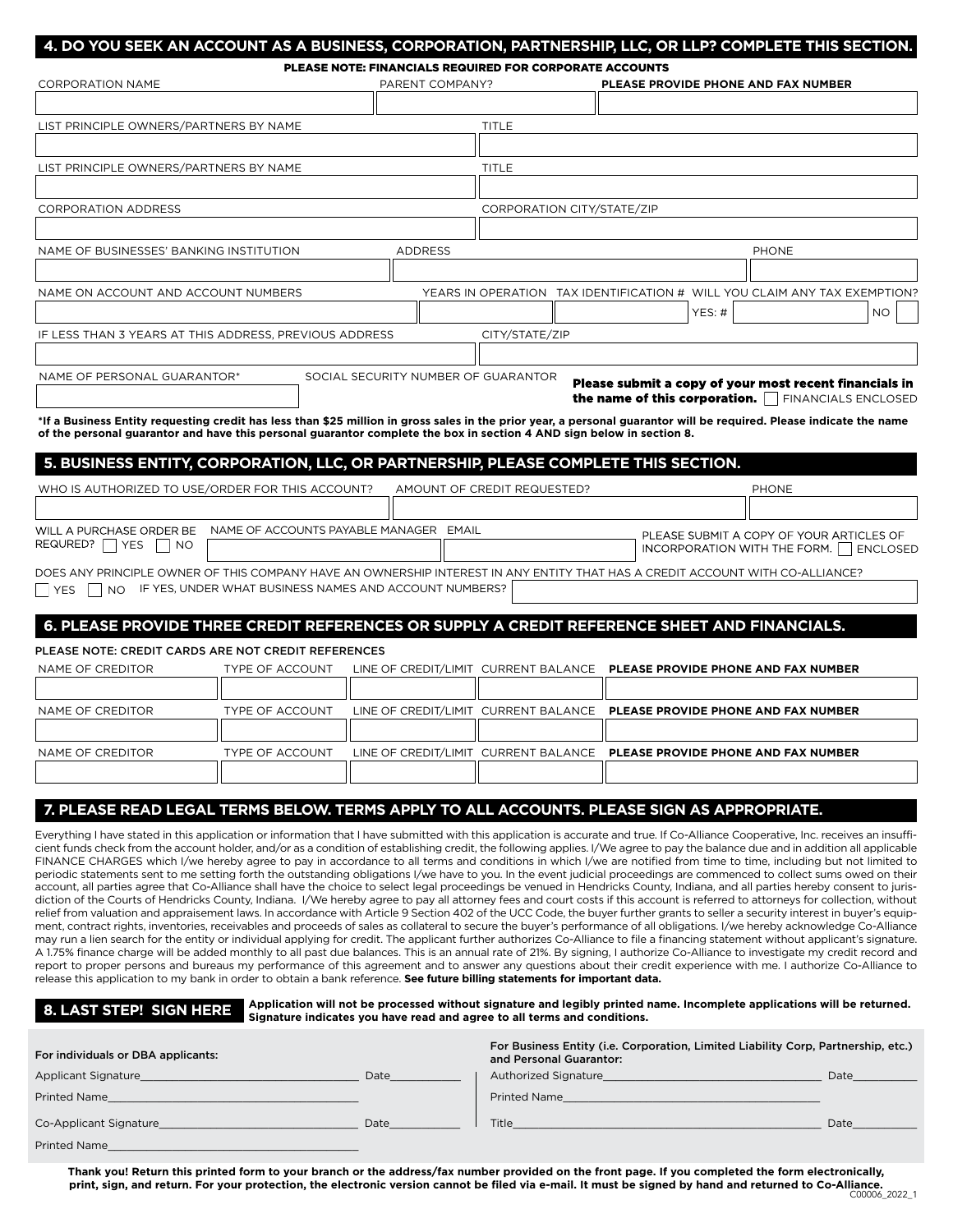## 4. DO YOU SEEK AN ACCOUNT AS A BUSINESS, CORPORATION, PARTNERSHIP, LLC, OR LLP? COMPLETE THIS SECTION.

**PLEASE NOTE: FINANCIALS REQUIRED FOR CORPORATE ACCOUNTS**

| CORPORATION NAME | PARENT COMPANY? | **PLEASE PROVIDE PHONE AND FAX NUMBER** |
|---|---|---|
| | | |

| LIST PRINCIPLE OWNERS/PARTNERS BY NAME | TITLE |
|---|---|
| | |

| LIST PRINCIPLE OWNERS/PARTNERS BY NAME | TITLE |
|---|---|
| | |

| CORPORATION ADDRESS | CORPORATION CITY/STATE/ZIP |
|---|---|
| | |

| NAME OF BUSINESSES' BANKING INSTITUTION | ADDRESS | PHONE |
|---|---|---|
| | | |

| NAME ON ACCOUNT AND ACCOUNT NUMBERS | YEARS IN OPERATION | TAX IDENTIFICATION # | WILL YOU CLAIM ANY TAX EXEMPTION? |
|---|---|---|---|
| | | | YES: # ☐ NO |

| IF LESS THAN 3 YEARS AT THIS ADDRESS, PREVIOUS ADDRESS | CITY/STATE/ZIP |
|---|---|
| | |

| NAME OF PERSONAL GUARANTOR* | SOCIAL SECURITY NUMBER OF GUARANTOR |
|---|---|
| | |

**Please submit a copy of your most recent financials in the name of this corporation.** ☐ FINANCIALS ENCLOSED

**\*If a Business Entity requesting credit has less than $25 million in gross sales in the prior year, a personal guarantor will be required. Please indicate the name of the personal guarantor and have this personal guarantor complete the box in section 4 AND sign below in section 8.**

## 5. BUSINESS ENTITY, CORPORATION, LLC, OR PARTNERSHIP, PLEASE COMPLETE THIS SECTION.

| WHO IS AUTHORIZED TO USE/ORDER FOR THIS ACCOUNT? | AMOUNT OF CREDIT REQUESTED? | PHONE |
|---|---|---|
| | | |

| WILL A PURCHASE ORDER BE REQURED? | NAME OF ACCOUNTS PAYABLE MANAGER | EMAIL |
|---|---|---|
| ☐ YES ☐ NO | | |

PLEASE SUBMIT A COPY OF YOUR ARTICLES OF INCORPORATION WITH THE FORM. ☐ ENCLOSED

DOES ANY PRINCIPLE OWNER OF THIS COMPANY HAVE AN OWNERSHIP INTEREST IN ANY ENTITY THAT HAS A CREDIT ACCOUNT WITH CO-ALLIANCE?

☐ YES ☐ NO IF YES, UNDER WHAT BUSINESS NAMES AND ACCOUNT NUMBERS?

## 6. PLEASE PROVIDE THREE CREDIT REFERENCES OR SUPPLY A CREDIT REFERENCE SHEET AND FINANCIALS.

PLEASE NOTE: CREDIT CARDS ARE NOT CREDIT REFERENCES

| NAME OF CREDITOR | TYPE OF ACCOUNT | LINE OF CREDIT/LIMIT | CURRENT BALANCE | **PLEASE PROVIDE PHONE AND FAX NUMBER** |
|---|---|---|---|---|
| | | | | |
| | | | | |
| | | | | |

## 7. PLEASE READ LEGAL TERMS BELOW. TERMS APPLY TO ALL ACCOUNTS. PLEASE SIGN AS APPROPRIATE.

Everything I have stated in this application or information that I have submitted with this application is accurate and true. If Co-Alliance Cooperative, Inc. receives an insufficient funds check from the account holder, and/or as a condition of establishing credit, the following applies. I/We agree to pay the balance due and in addition all applicable FINANCE CHARGES which I/we hereby agree to pay in accordance to all terms and conditions in which I/we are notified from time to time, including but not limited to periodic statements sent to me setting forth the outstanding obligations I/we have to you. In the event judicial proceedings are commenced to collect sums owed on their account, all parties agree that Co-Alliance shall have the choice to select legal proceedings be venued in Hendricks County, Indiana, and all parties hereby consent to jurisdiction of the Courts of Hendricks County, Indiana. I/We hereby agree to pay all attorney fees and court costs if this account is referred to attorneys for collection, without relief from valuation and appraisement laws. In accordance with Article 9 Section 402 of the UCC Code, the buyer further grants to seller a security interest in buyer's equipment, contract rights, inventories, receivables and proceeds of sales as collateral to secure the buyer's performance of all obligations. I/we hereby acknowledge Co-Alliance may run a lien search for the entity or individual applying for credit. The applicant further authorizes Co-Alliance to file a financing statement without applicant's signature. A 1.75% finance charge will be added monthly to all past due balances. This is an annual rate of 21%. By signing, I authorize Co-Alliance to investigate my credit record and report to proper persons and bureaus my performance of this agreement and to answer any questions about their credit experience with me. I authorize Co-Alliance to release this application to my bank in order to obtain a bank reference. **See future billing statements for important data.**

## 8. LAST STEP! SIGN HERE

**Application will not be processed without signature and legibly printed name. Incomplete applications will be returned. Signature indicates you have read and agree to all terms and conditions.**

**For individuals or DBA applicants:**

Applicant Signature\_\_\_\_\_\_\_\_\_\_\_\_\_\_\_\_\_\_\_\_ Date\_\_\_\_\_\_\_\_

Printed Name\_\_\_\_\_\_\_\_\_\_\_\_\_\_\_\_\_\_\_\_

Co-Applicant Signature\_\_\_\_\_\_\_\_\_\_\_\_\_\_\_\_\_\_\_\_ Date\_\_\_\_\_\_\_\_

Printed Name\_\_\_\_\_\_\_\_\_\_\_\_\_\_\_\_\_\_\_\_

**For Business Entity (i.e. Corporation, Limited Liability Corp, Partnership, etc.) and Personal Guarantor:**

Authorized Signature\_\_\_\_\_\_\_\_\_\_\_\_\_\_\_\_\_\_\_\_ Date\_\_\_\_\_\_\_\_

Printed Name\_\_\_\_\_\_\_\_\_\_\_\_\_\_\_\_\_\_\_\_

Title\_\_\_\_\_\_\_\_\_\_\_\_\_\_\_\_\_\_\_\_ Date\_\_\_\_\_\_\_\_

**Thank you! Return this printed form to your branch or the address/fax number provided on the front page. If you completed the form electronically, print, sign, and return. For your protection, the electronic version cannot be filed via e-mail. It must be signed by hand and returned to Co-Alliance.**

C00006_2022_1